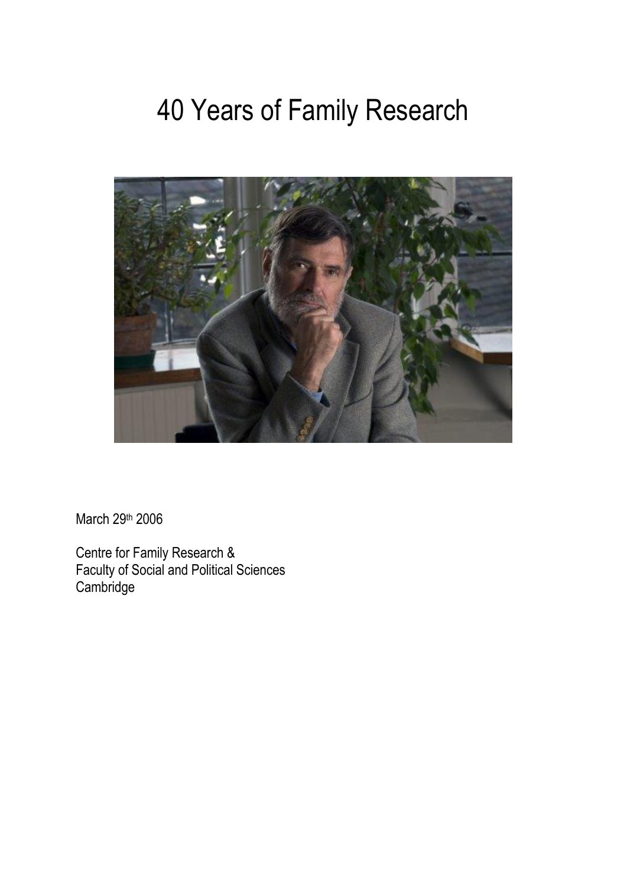# 40 Years of Family Research

March 29th 2006

Centre for Family Research &
Faculty of Social and Political Sciences
Cambridge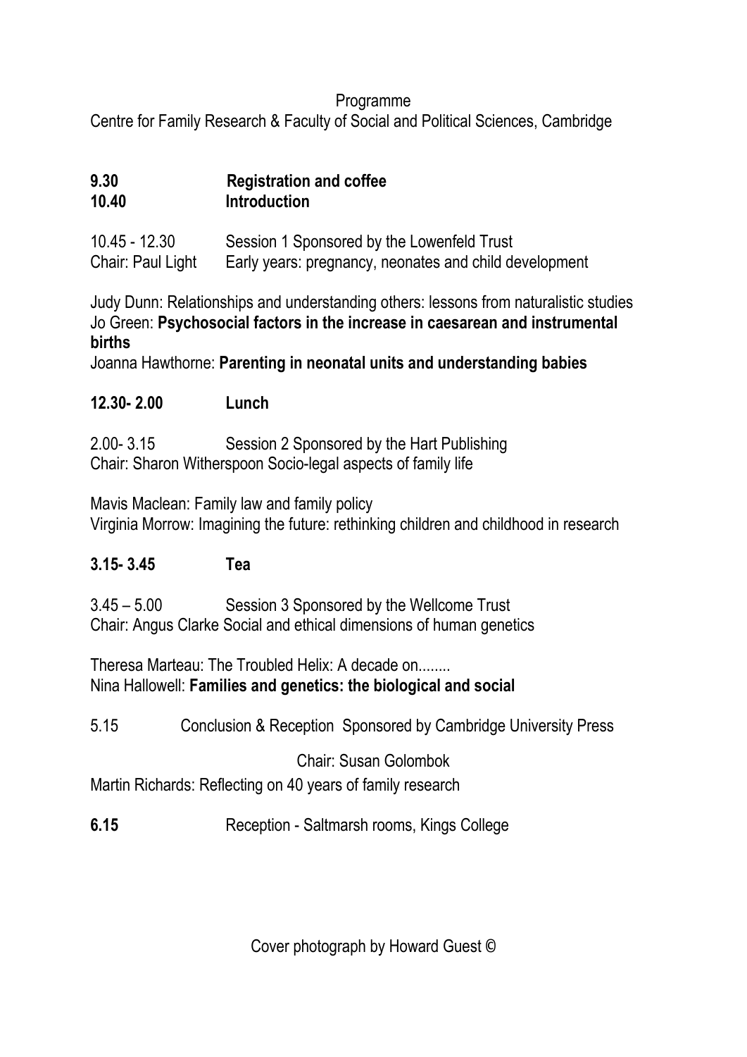Programme

Centre for Family Research & Faculty of Social and Political Sciences, Cambridge

**9.30** **Registration and coffee**
**10.40** **Introduction**

10.45 - 12.30 Session 1 Sponsored by the Lowenfeld Trust
Chair: Paul Light Early years: pregnancy, neonates and child development

Judy Dunn: Relationships and understanding others: lessons from naturalistic studies
Jo Green: **Psychosocial factors in the increase in caesarean and instrumental births**
Joanna Hawthorne: **Parenting in neonatal units and understanding babies**

**12.30- 2.00** **Lunch**

2.00- 3.15 Session 2 Sponsored by the Hart Publishing
Chair: Sharon Witherspoon Socio-legal aspects of family life

Mavis Maclean: Family law and family policy
Virginia Morrow: Imagining the future: rethinking children and childhood in research

**3.15- 3.45** **Tea**

3.45 – 5.00 Session 3 Sponsored by the Wellcome Trust
Chair: Angus Clarke Social and ethical dimensions of human genetics

Theresa Marteau: The Troubled Helix: A decade on........
Nina Hallowell: **Families and genetics: the biological and social**

5.15 Conclusion & Reception Sponsored by Cambridge University Press

Chair: Susan Golombok

Martin Richards: Reflecting on 40 years of family research

**6.15** Reception - Saltmarsh rooms, Kings College

Cover photograph by Howard Guest ©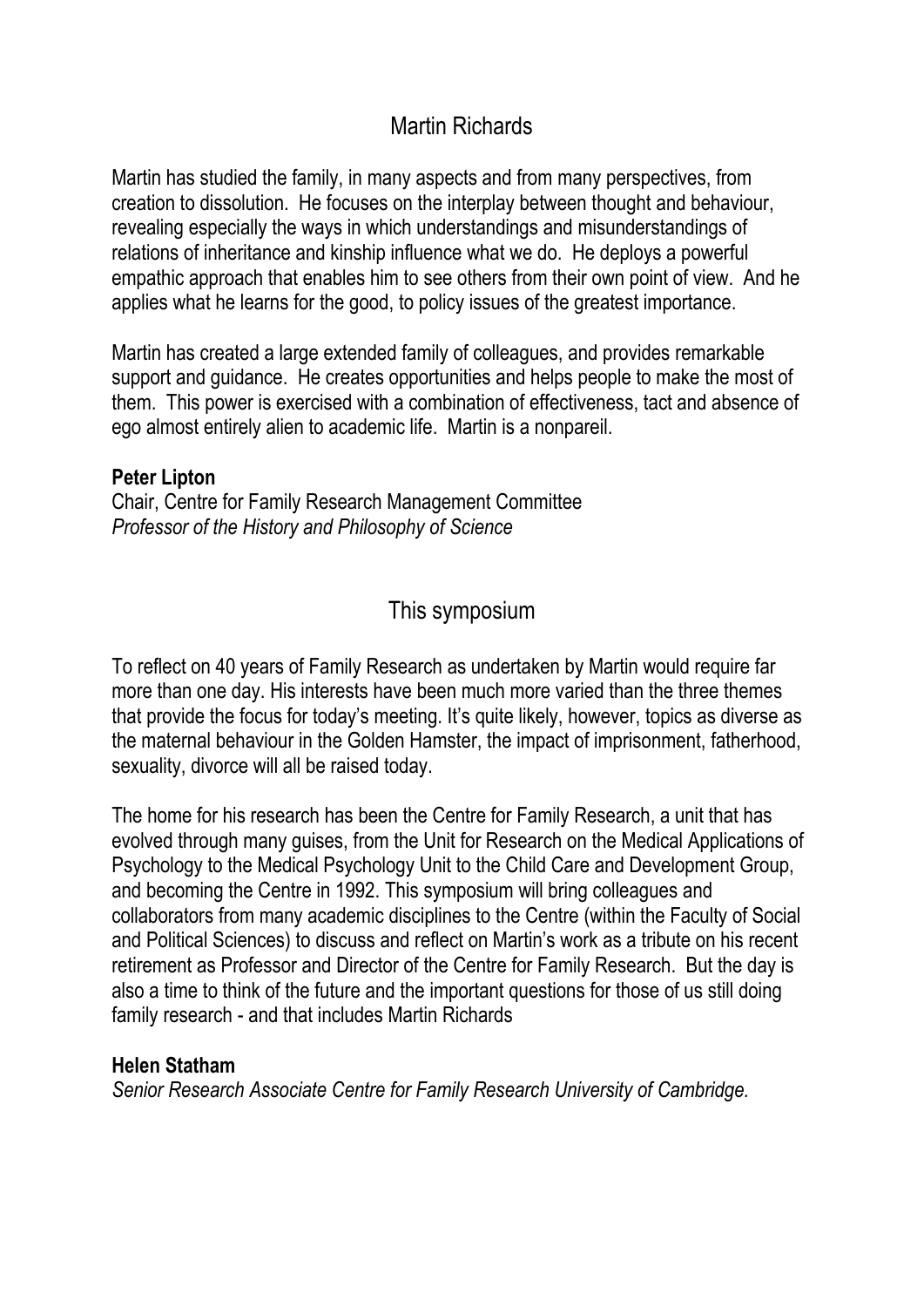## Martin Richards

Martin has studied the family, in many aspects and from many perspectives, from creation to dissolution. He focuses on the interplay between thought and behaviour, revealing especially the ways in which understandings and misunderstandings of relations of inheritance and kinship influence what we do. He deploys a powerful empathic approach that enables him to see others from their own point of view. And he applies what he learns for the good, to policy issues of the greatest importance.

Martin has created a large extended family of colleagues, and provides remarkable support and guidance. He creates opportunities and helps people to make the most of them. This power is exercised with a combination of effectiveness, tact and absence of ego almost entirely alien to academic life. Martin is a nonpareil.

**Peter Lipton**
Chair, Centre for Family Research Management Committee
*Professor of the History and Philosophy of Science*

## This symposium

To reflect on 40 years of Family Research as undertaken by Martin would require far more than one day. His interests have been much more varied than the three themes that provide the focus for today's meeting. It's quite likely, however, topics as diverse as the maternal behaviour in the Golden Hamster, the impact of imprisonment, fatherhood, sexuality, divorce will all be raised today.

The home for his research has been the Centre for Family Research, a unit that has evolved through many guises, from the Unit for Research on the Medical Applications of Psychology to the Medical Psychology Unit to the Child Care and Development Group, and becoming the Centre in 1992. This symposium will bring colleagues and collaborators from many academic disciplines to the Centre (within the Faculty of Social and Political Sciences) to discuss and reflect on Martin's work as a tribute on his recent retirement as Professor and Director of the Centre for Family Research. But the day is also a time to think of the future and the important questions for those of us still doing family research - and that includes Martin Richards

**Helen Statham**
*Senior Research Associate Centre for Family Research University of Cambridge.*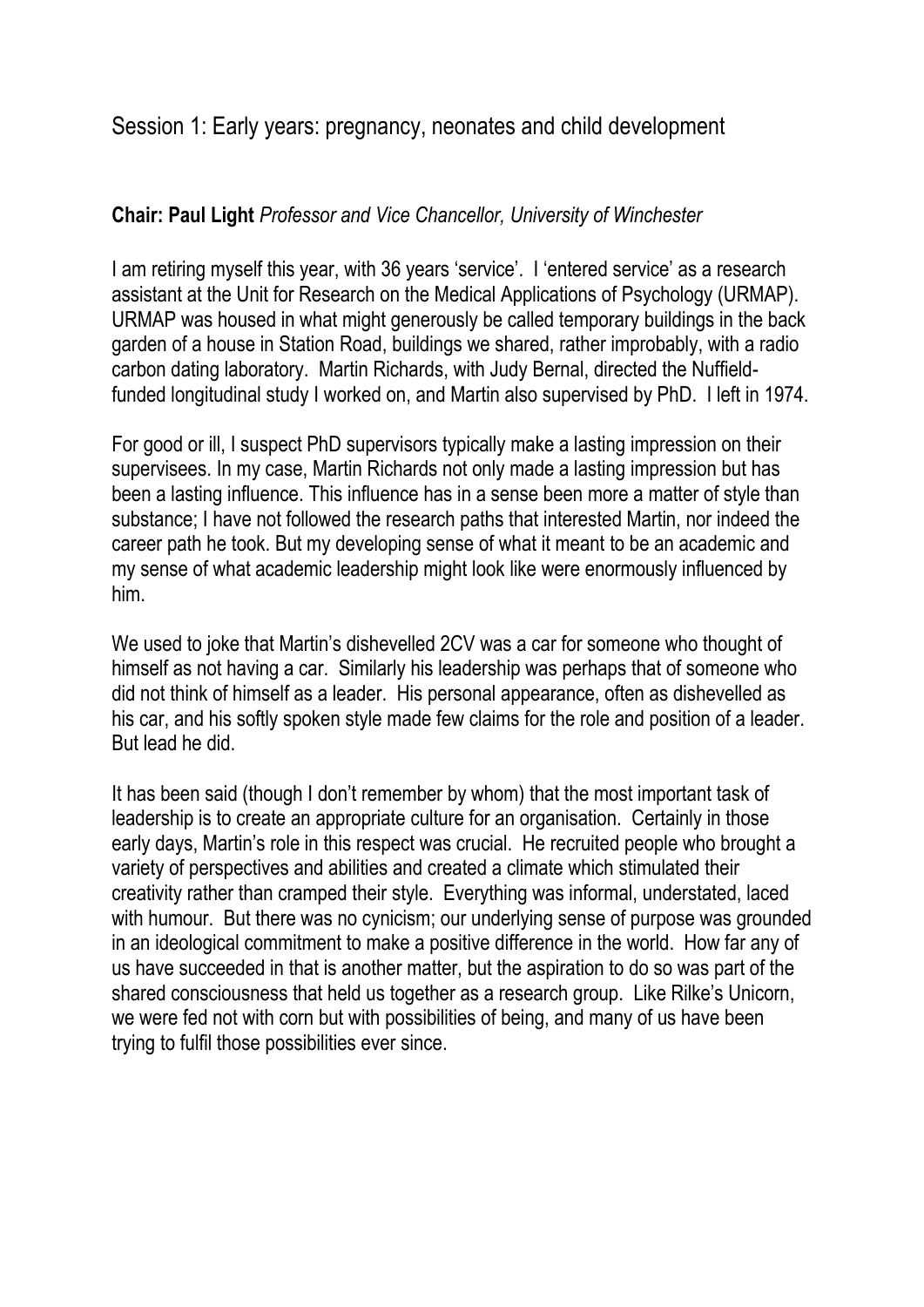## Session 1: Early years: pregnancy, neonates and child development

**Chair: Paul Light** *Professor and Vice Chancellor, University of Winchester*

I am retiring myself this year, with 36 years 'service'. I 'entered service' as a research assistant at the Unit for Research on the Medical Applications of Psychology (URMAP). URMAP was housed in what might generously be called temporary buildings in the back garden of a house in Station Road, buildings we shared, rather improbably, with a radio carbon dating laboratory. Martin Richards, with Judy Bernal, directed the Nuffield-funded longitudinal study I worked on, and Martin also supervised by PhD. I left in 1974.

For good or ill, I suspect PhD supervisors typically make a lasting impression on their supervisees. In my case, Martin Richards not only made a lasting impression but has been a lasting influence. This influence has in a sense been more a matter of style than substance; I have not followed the research paths that interested Martin, nor indeed the career path he took. But my developing sense of what it meant to be an academic and my sense of what academic leadership might look like were enormously influenced by him.

We used to joke that Martin's dishevelled 2CV was a car for someone who thought of himself as not having a car. Similarly his leadership was perhaps that of someone who did not think of himself as a leader. His personal appearance, often as dishevelled as his car, and his softly spoken style made few claims for the role and position of a leader. But lead he did.

It has been said (though I don't remember by whom) that the most important task of leadership is to create an appropriate culture for an organisation. Certainly in those early days, Martin's role in this respect was crucial. He recruited people who brought a variety of perspectives and abilities and created a climate which stimulated their creativity rather than cramped their style. Everything was informal, understated, laced with humour. But there was no cynicism; our underlying sense of purpose was grounded in an ideological commitment to make a positive difference in the world. How far any of us have succeeded in that is another matter, but the aspiration to do so was part of the shared consciousness that held us together as a research group. Like Rilke's Unicorn, we were fed not with corn but with possibilities of being, and many of us have been trying to fulfil those possibilities ever since.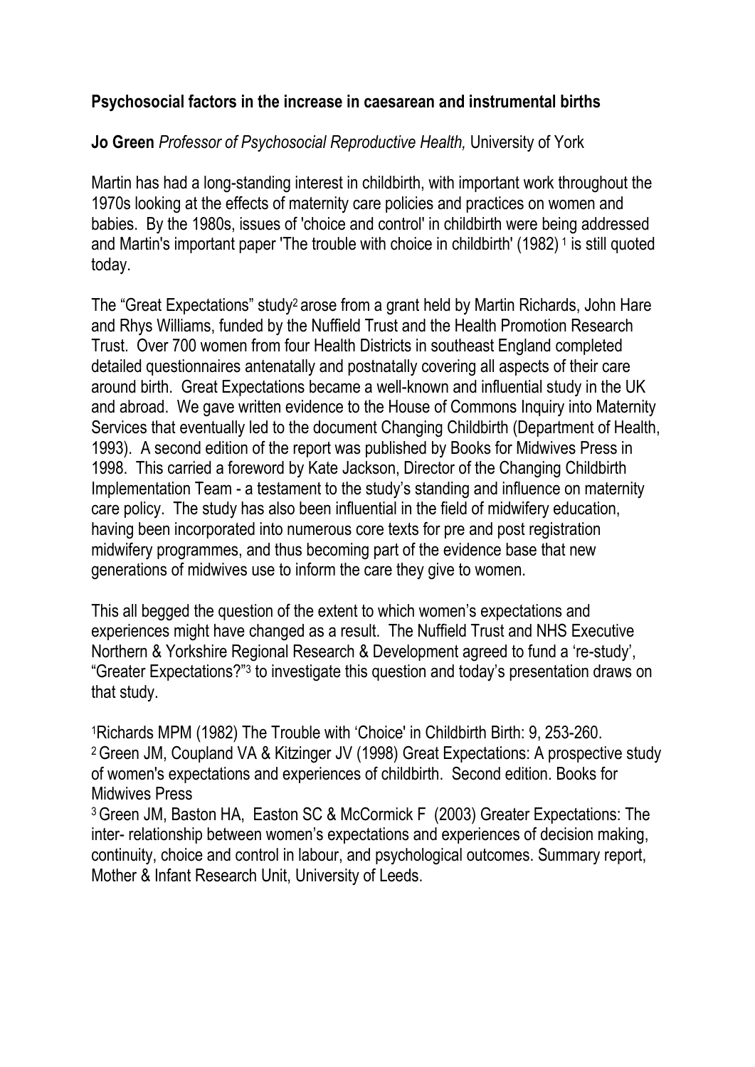**Psychosocial factors in the increase in caesarean and instrumental births**

**Jo Green** *Professor of Psychosocial Reproductive Health,* University of York

Martin has had a long-standing interest in childbirth, with important work throughout the 1970s looking at the effects of maternity care policies and practices on women and babies. By the 1980s, issues of 'choice and control' in childbirth were being addressed and Martin's important paper 'The trouble with choice in childbirth' (1982) [1] is still quoted today.

The "Great Expectations" study[2] arose from a grant held by Martin Richards, John Hare and Rhys Williams, funded by the Nuffield Trust and the Health Promotion Research Trust. Over 700 women from four Health Districts in southeast England completed detailed questionnaires antenatally and postnatally covering all aspects of their care around birth. Great Expectations became a well-known and influential study in the UK and abroad. We gave written evidence to the House of Commons Inquiry into Maternity Services that eventually led to the document Changing Childbirth (Department of Health, 1993). A second edition of the report was published by Books for Midwives Press in 1998. This carried a foreword by Kate Jackson, Director of the Changing Childbirth Implementation Team - a testament to the study's standing and influence on maternity care policy. The study has also been influential in the field of midwifery education, having been incorporated into numerous core texts for pre and post registration midwifery programmes, and thus becoming part of the evidence base that new generations of midwives use to inform the care they give to women.

This all begged the question of the extent to which women's expectations and experiences might have changed as a result. The Nuffield Trust and NHS Executive Northern & Yorkshire Regional Research & Development agreed to fund a 're-study', "Greater Expectations?"[3] to investigate this question and today's presentation draws on that study.

[1]Richards MPM (1982) The Trouble with 'Choice' in Childbirth Birth: 9, 253-260.
[2] Green JM, Coupland VA & Kitzinger JV (1998) Great Expectations: A prospective study of women's expectations and experiences of childbirth. Second edition. Books for Midwives Press
[3] Green JM, Baston HA, Easton SC & McCormick F (2003) Greater Expectations: The inter- relationship between women's expectations and experiences of decision making, continuity, choice and control in labour, and psychological outcomes. Summary report, Mother & Infant Research Unit, University of Leeds.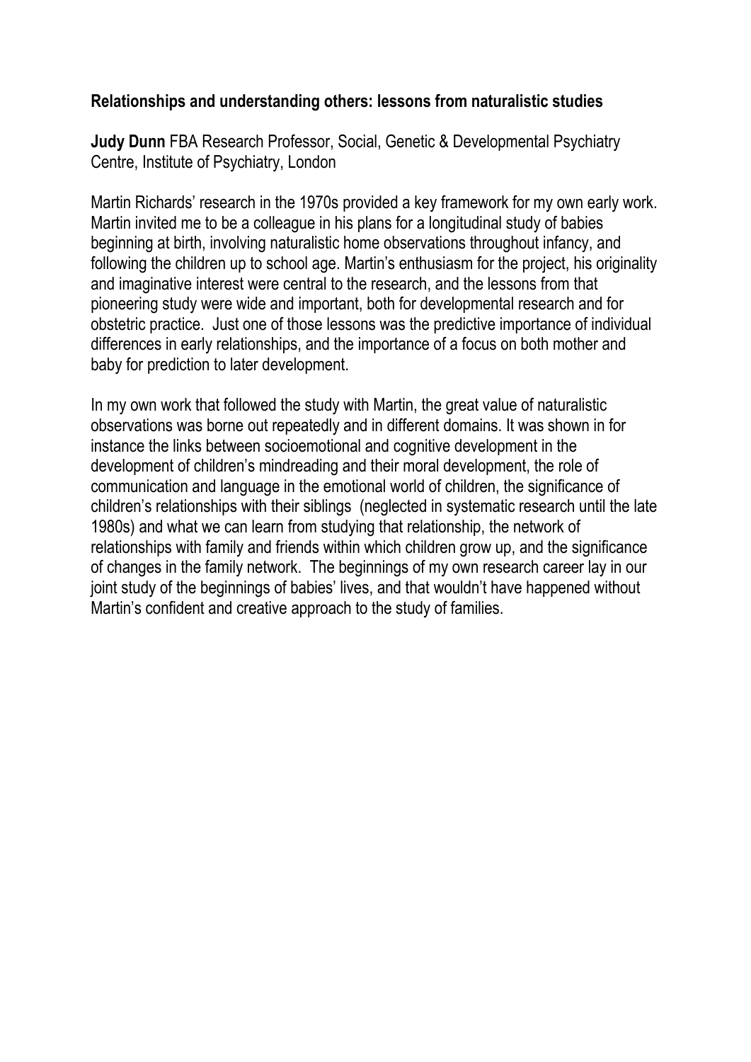**Relationships and understanding others: lessons from naturalistic studies**

**Judy Dunn** FBA Research Professor, Social, Genetic & Developmental Psychiatry Centre, Institute of Psychiatry, London

Martin Richards' research in the 1970s provided a key framework for my own early work. Martin invited me to be a colleague in his plans for a longitudinal study of babies beginning at birth, involving naturalistic home observations throughout infancy, and following the children up to school age. Martin's enthusiasm for the project, his originality and imaginative interest were central to the research, and the lessons from that pioneering study were wide and important, both for developmental research and for obstetric practice. Just one of those lessons was the predictive importance of individual differences in early relationships, and the importance of a focus on both mother and baby for prediction to later development.

In my own work that followed the study with Martin, the great value of naturalistic observations was borne out repeatedly and in different domains. It was shown in for instance the links between socioemotional and cognitive development in the development of children's mindreading and their moral development, the role of communication and language in the emotional world of children, the significance of children's relationships with their siblings (neglected in systematic research until the late 1980s) and what we can learn from studying that relationship, the network of relationships with family and friends within which children grow up, and the significance of changes in the family network. The beginnings of my own research career lay in our joint study of the beginnings of babies' lives, and that wouldn't have happened without Martin's confident and creative approach to the study of families.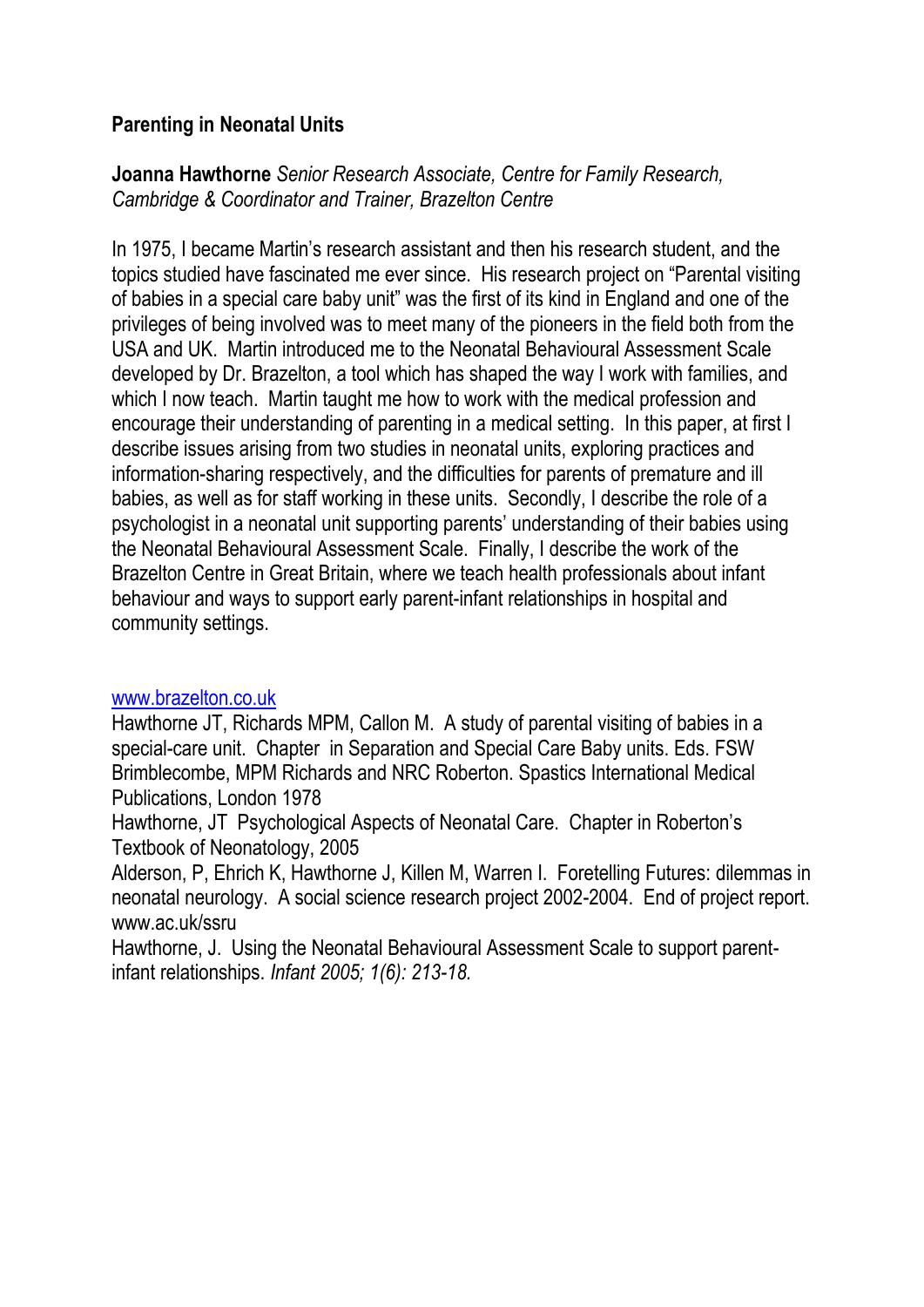## Parenting in Neonatal Units

**Joanna Hawthorne** *Senior Research Associate, Centre for Family Research, Cambridge & Coordinator and Trainer, Brazelton Centre*

In 1975, I became Martin's research assistant and then his research student, and the topics studied have fascinated me ever since. His research project on "Parental visiting of babies in a special care baby unit" was the first of its kind in England and one of the privileges of being involved was to meet many of the pioneers in the field both from the USA and UK. Martin introduced me to the Neonatal Behavioural Assessment Scale developed by Dr. Brazelton, a tool which has shaped the way I work with families, and which I now teach. Martin taught me how to work with the medical profession and encourage their understanding of parenting in a medical setting. In this paper, at first I describe issues arising from two studies in neonatal units, exploring practices and information-sharing respectively, and the difficulties for parents of premature and ill babies, as well as for staff working in these units. Secondly, I describe the role of a psychologist in a neonatal unit supporting parents' understanding of their babies using the Neonatal Behavioural Assessment Scale. Finally, I describe the work of the Brazelton Centre in Great Britain, where we teach health professionals about infant behaviour and ways to support early parent-infant relationships in hospital and community settings.

www.brazelton.co.uk

Hawthorne JT, Richards MPM, Callon M. A study of parental visiting of babies in a special-care unit. Chapter in Separation and Special Care Baby units. Eds. FSW Brimblecombe, MPM Richards and NRC Roberton. Spastics International Medical Publications, London 1978

Hawthorne, JT Psychological Aspects of Neonatal Care. Chapter in Roberton's Textbook of Neonatology, 2005

Alderson, P, Ehrich K, Hawthorne J, Killen M, Warren I. Foretelling Futures: dilemmas in neonatal neurology. A social science research project 2002-2004. End of project report. www.ac.uk/ssru

Hawthorne, J. Using the Neonatal Behavioural Assessment Scale to support parent-infant relationships. *Infant 2005; 1(6): 213-18.*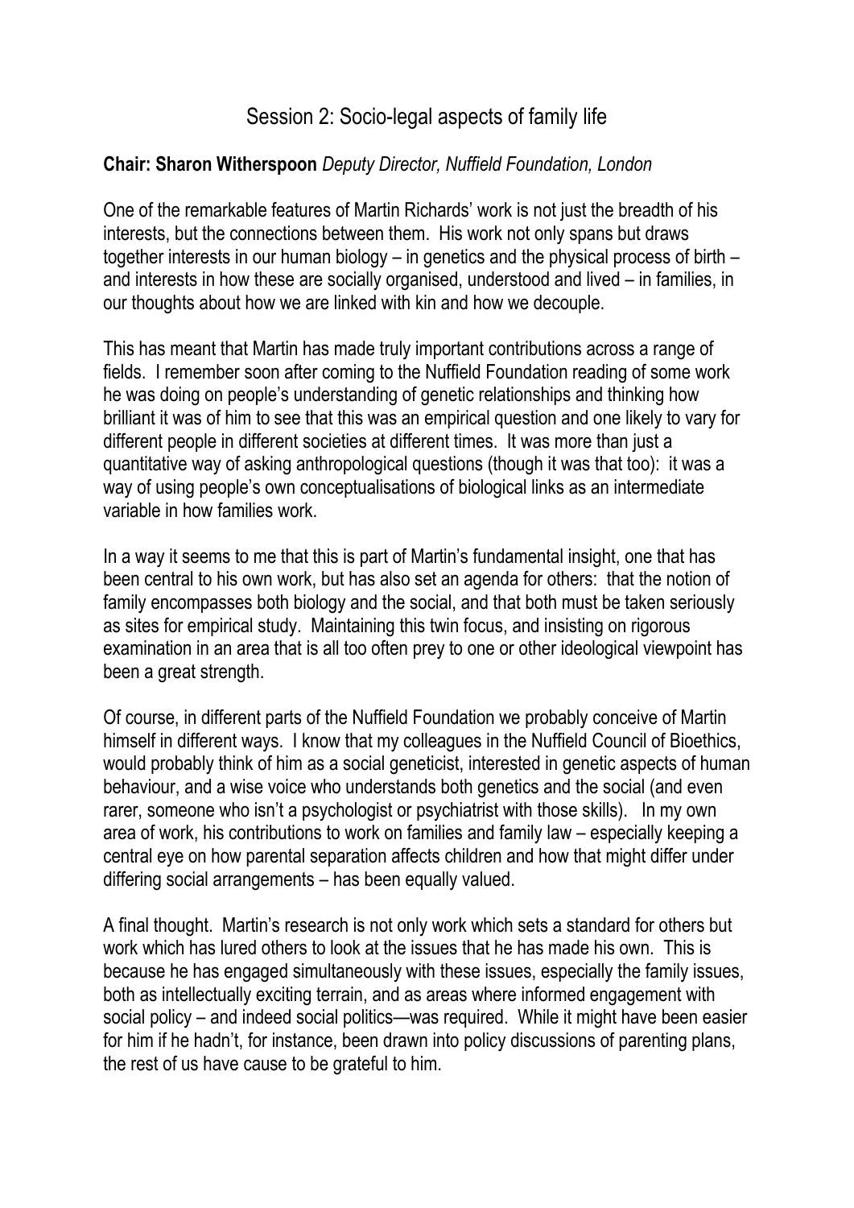## Session 2: Socio-legal aspects of family life

**Chair: Sharon Witherspoon** *Deputy Director, Nuffield Foundation, London*

One of the remarkable features of Martin Richards' work is not just the breadth of his interests, but the connections between them. His work not only spans but draws together interests in our human biology – in genetics and the physical process of birth – and interests in how these are socially organised, understood and lived – in families, in our thoughts about how we are linked with kin and how we decouple.

This has meant that Martin has made truly important contributions across a range of fields. I remember soon after coming to the Nuffield Foundation reading of some work he was doing on people's understanding of genetic relationships and thinking how brilliant it was of him to see that this was an empirical question and one likely to vary for different people in different societies at different times. It was more than just a quantitative way of asking anthropological questions (though it was that too): it was a way of using people's own conceptualisations of biological links as an intermediate variable in how families work.

In a way it seems to me that this is part of Martin's fundamental insight, one that has been central to his own work, but has also set an agenda for others: that the notion of family encompasses both biology and the social, and that both must be taken seriously as sites for empirical study. Maintaining this twin focus, and insisting on rigorous examination in an area that is all too often prey to one or other ideological viewpoint has been a great strength.

Of course, in different parts of the Nuffield Foundation we probably conceive of Martin himself in different ways. I know that my colleagues in the Nuffield Council of Bioethics, would probably think of him as a social geneticist, interested in genetic aspects of human behaviour, and a wise voice who understands both genetics and the social (and even rarer, someone who isn't a psychologist or psychiatrist with those skills). In my own area of work, his contributions to work on families and family law – especially keeping a central eye on how parental separation affects children and how that might differ under differing social arrangements – has been equally valued.

A final thought. Martin's research is not only work which sets a standard for others but work which has lured others to look at the issues that he has made his own. This is because he has engaged simultaneously with these issues, especially the family issues, both as intellectually exciting terrain, and as areas where informed engagement with social policy – and indeed social politics—was required. While it might have been easier for him if he hadn't, for instance, been drawn into policy discussions of parenting plans, the rest of us have cause to be grateful to him.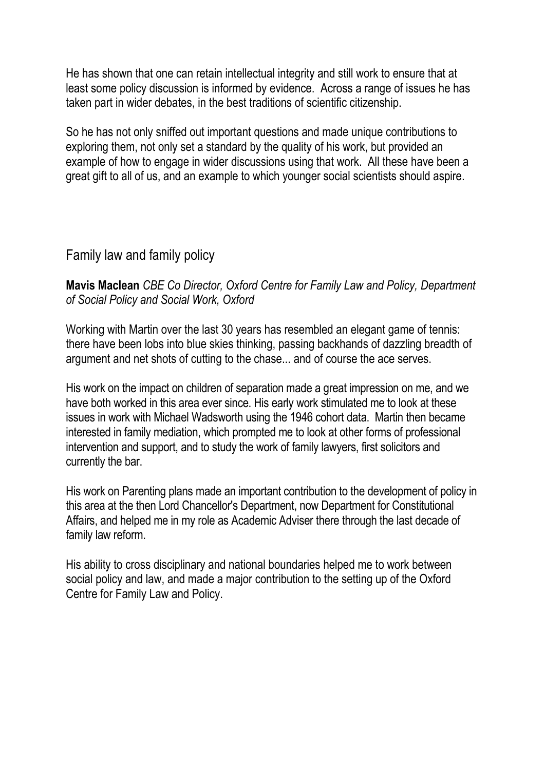He has shown that one can retain intellectual integrity and still work to ensure that at least some policy discussion is informed by evidence. Across a range of issues he has taken part in wider debates, in the best traditions of scientific citizenship.

So he has not only sniffed out important questions and made unique contributions to exploring them, not only set a standard by the quality of his work, but provided an example of how to engage in wider discussions using that work. All these have been a great gift to all of us, and an example to which younger social scientists should aspire.

## Family law and family policy

**Mavis Maclean** *CBE Co Director, Oxford Centre for Family Law and Policy, Department of Social Policy and Social Work, Oxford*

Working with Martin over the last 30 years has resembled an elegant game of tennis: there have been lobs into blue skies thinking, passing backhands of dazzling breadth of argument and net shots of cutting to the chase... and of course the ace serves.

His work on the impact on children of separation made a great impression on me, and we have both worked in this area ever since. His early work stimulated me to look at these issues in work with Michael Wadsworth using the 1946 cohort data. Martin then became interested in family mediation, which prompted me to look at other forms of professional intervention and support, and to study the work of family lawyers, first solicitors and currently the bar.

His work on Parenting plans made an important contribution to the development of policy in this area at the then Lord Chancellor's Department, now Department for Constitutional Affairs, and helped me in my role as Academic Adviser there through the last decade of family law reform.

His ability to cross disciplinary and national boundaries helped me to work between social policy and law, and made a major contribution to the setting up of the Oxford Centre for Family Law and Policy.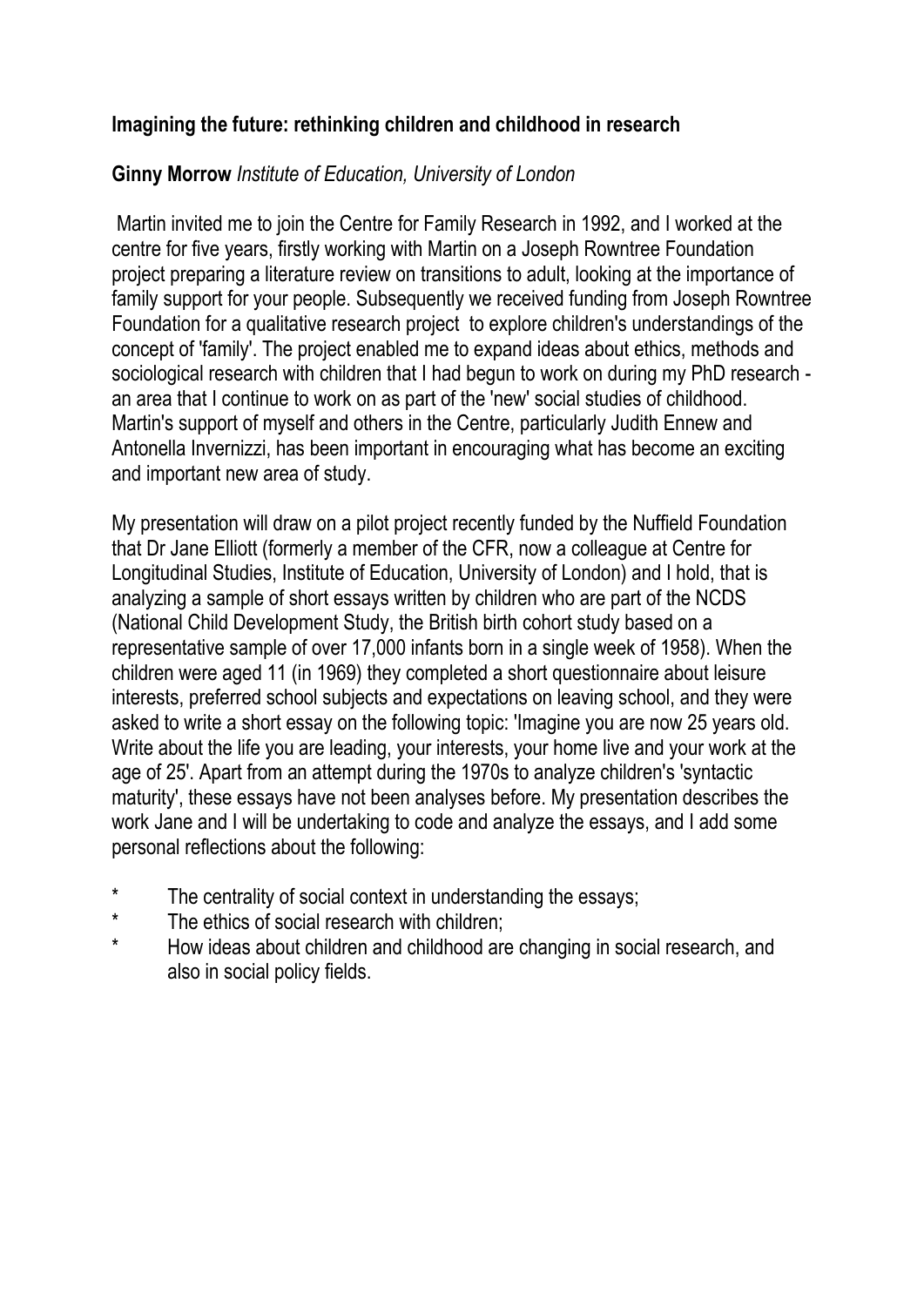**Imagining the future: rethinking children and childhood in research**

**Ginny Morrow** *Institute of Education, University of London*

Martin invited me to join the Centre for Family Research in 1992, and I worked at the centre for five years, firstly working with Martin on a Joseph Rowntree Foundation project preparing a literature review on transitions to adult, looking at the importance of family support for your people. Subsequently we received funding from Joseph Rowntree Foundation for a qualitative research project to explore children's understandings of the concept of 'family'. The project enabled me to expand ideas about ethics, methods and sociological research with children that I had begun to work on during my PhD research - an area that I continue to work on as part of the 'new' social studies of childhood. Martin's support of myself and others in the Centre, particularly Judith Ennew and Antonella Invernizzi, has been important in encouraging what has become an exciting and important new area of study.

My presentation will draw on a pilot project recently funded by the Nuffield Foundation that Dr Jane Elliott (formerly a member of the CFR, now a colleague at Centre for Longitudinal Studies, Institute of Education, University of London) and I hold, that is analyzing a sample of short essays written by children who are part of the NCDS (National Child Development Study, the British birth cohort study based on a representative sample of over 17,000 infants born in a single week of 1958). When the children were aged 11 (in 1969) they completed a short questionnaire about leisure interests, preferred school subjects and expectations on leaving school, and they were asked to write a short essay on the following topic: 'Imagine you are now 25 years old. Write about the life you are leading, your interests, your home live and your work at the age of 25'. Apart from an attempt during the 1970s to analyze children's 'syntactic maturity', these essays have not been analyses before. My presentation describes the work Jane and I will be undertaking to code and analyze the essays, and I add some personal reflections about the following:

- The centrality of social context in understanding the essays;
- The ethics of social research with children;
- How ideas about children and childhood are changing in social research, and also in social policy fields.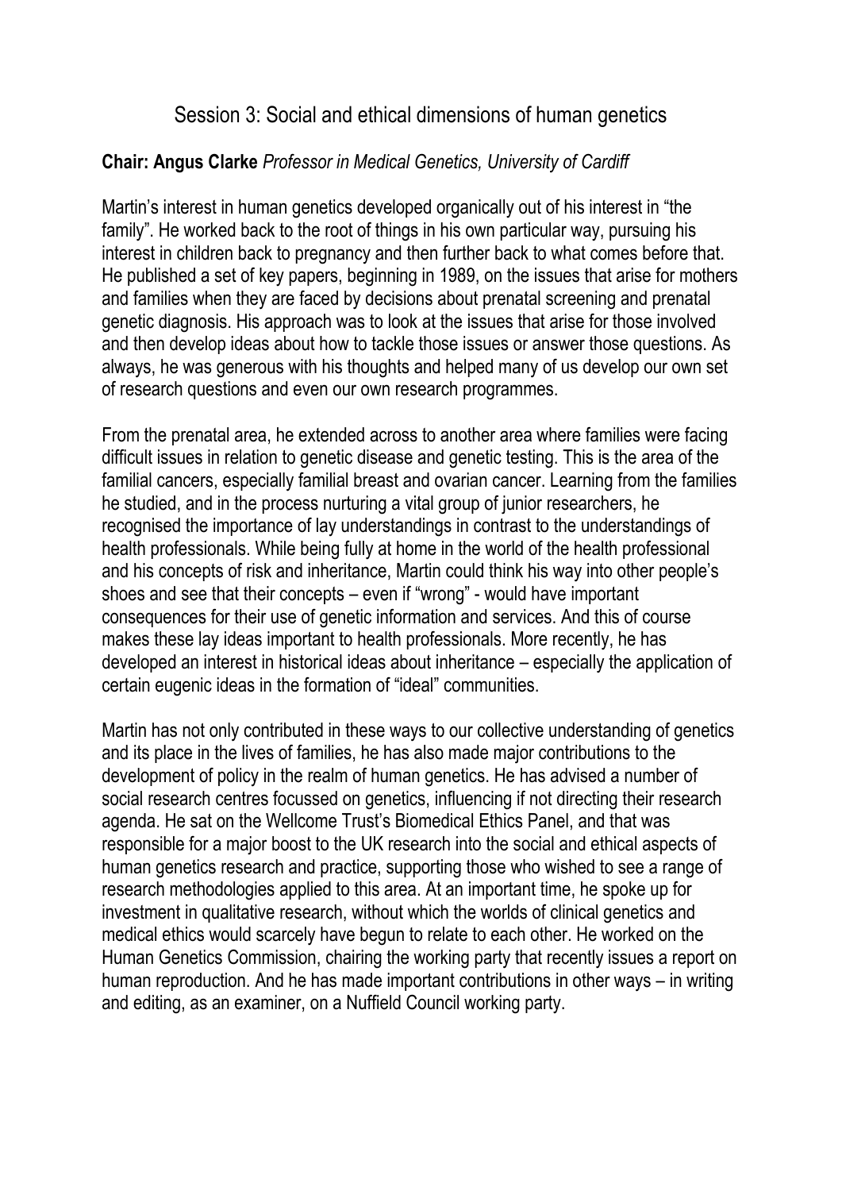# Session 3: Social and ethical dimensions of human genetics

**Chair: Angus Clarke** *Professor in Medical Genetics, University of Cardiff*

Martin's interest in human genetics developed organically out of his interest in "the family". He worked back to the root of things in his own particular way, pursuing his interest in children back to pregnancy and then further back to what comes before that. He published a set of key papers, beginning in 1989, on the issues that arise for mothers and families when they are faced by decisions about prenatal screening and prenatal genetic diagnosis. His approach was to look at the issues that arise for those involved and then develop ideas about how to tackle those issues or answer those questions. As always, he was generous with his thoughts and helped many of us develop our own set of research questions and even our own research programmes.

From the prenatal area, he extended across to another area where families were facing difficult issues in relation to genetic disease and genetic testing. This is the area of the familial cancers, especially familial breast and ovarian cancer. Learning from the families he studied, and in the process nurturing a vital group of junior researchers, he recognised the importance of lay understandings in contrast to the understandings of health professionals. While being fully at home in the world of the health professional and his concepts of risk and inheritance, Martin could think his way into other people's shoes and see that their concepts – even if "wrong" - would have important consequences for their use of genetic information and services. And this of course makes these lay ideas important to health professionals. More recently, he has developed an interest in historical ideas about inheritance – especially the application of certain eugenic ideas in the formation of "ideal" communities.

Martin has not only contributed in these ways to our collective understanding of genetics and its place in the lives of families, he has also made major contributions to the development of policy in the realm of human genetics. He has advised a number of social research centres focussed on genetics, influencing if not directing their research agenda. He sat on the Wellcome Trust's Biomedical Ethics Panel, and that was responsible for a major boost to the UK research into the social and ethical aspects of human genetics research and practice, supporting those who wished to see a range of research methodologies applied to this area. At an important time, he spoke up for investment in qualitative research, without which the worlds of clinical genetics and medical ethics would scarcely have begun to relate to each other. He worked on the Human Genetics Commission, chairing the working party that recently issues a report on human reproduction. And he has made important contributions in other ways – in writing and editing, as an examiner, on a Nuffield Council working party.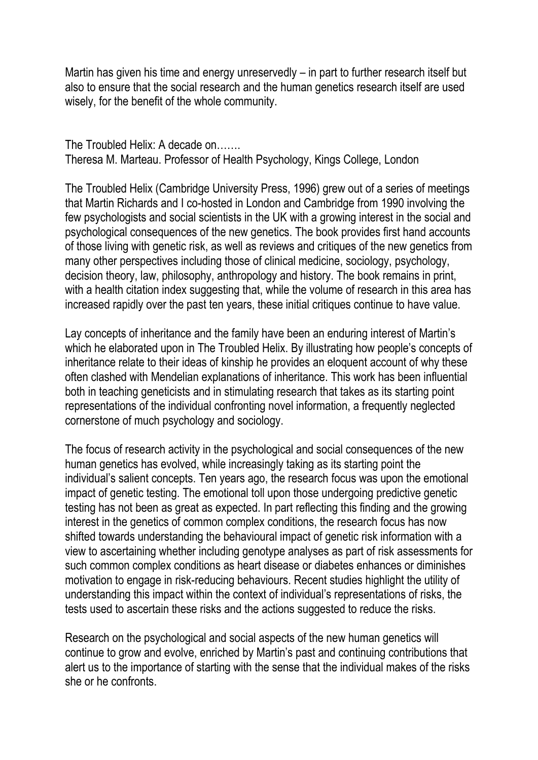Martin has given his time and energy unreservedly – in part to further research itself but also to ensure that the social research and the human genetics research itself are used wisely, for the benefit of the whole community.

## The Troubled Helix: A decade on…….

Theresa M. Marteau. Professor of Health Psychology, Kings College, London

The Troubled Helix (Cambridge University Press, 1996) grew out of a series of meetings that Martin Richards and I co-hosted in London and Cambridge from 1990 involving the few psychologists and social scientists in the UK with a growing interest in the social and psychological consequences of the new genetics. The book provides first hand accounts of those living with genetic risk, as well as reviews and critiques of the new genetics from many other perspectives including those of clinical medicine, sociology, psychology, decision theory, law, philosophy, anthropology and history. The book remains in print, with a health citation index suggesting that, while the volume of research in this area has increased rapidly over the past ten years, these initial critiques continue to have value.

Lay concepts of inheritance and the family have been an enduring interest of Martin's which he elaborated upon in The Troubled Helix. By illustrating how people's concepts of inheritance relate to their ideas of kinship he provides an eloquent account of why these often clashed with Mendelian explanations of inheritance. This work has been influential both in teaching geneticists and in stimulating research that takes as its starting point representations of the individual confronting novel information, a frequently neglected cornerstone of much psychology and sociology.

The focus of research activity in the psychological and social consequences of the new human genetics has evolved, while increasingly taking as its starting point the individual's salient concepts. Ten years ago, the research focus was upon the emotional impact of genetic testing. The emotional toll upon those undergoing predictive genetic testing has not been as great as expected. In part reflecting this finding and the growing interest in the genetics of common complex conditions, the research focus has now shifted towards understanding the behavioural impact of genetic risk information with a view to ascertaining whether including genotype analyses as part of risk assessments for such common complex conditions as heart disease or diabetes enhances or diminishes motivation to engage in risk-reducing behaviours. Recent studies highlight the utility of understanding this impact within the context of individual's representations of risks, the tests used to ascertain these risks and the actions suggested to reduce the risks.

Research on the psychological and social aspects of the new human genetics will continue to grow and evolve, enriched by Martin's past and continuing contributions that alert us to the importance of starting with the sense that the individual makes of the risks she or he confronts.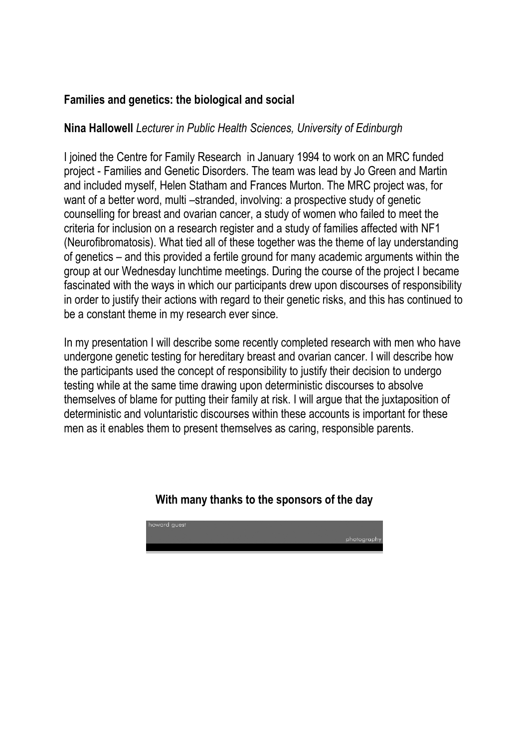**Families and genetics: the biological and social**

**Nina Hallowell** *Lecturer in Public Health Sciences, University of Edinburgh*

I joined the Centre for Family Research in January 1994 to work on an MRC funded project - Families and Genetic Disorders. The team was lead by Jo Green and Martin and included myself, Helen Statham and Frances Murton. The MRC project was, for want of a better word, multi –stranded, involving: a prospective study of genetic counselling for breast and ovarian cancer, a study of women who failed to meet the criteria for inclusion on a research register and a study of families affected with NF1 (Neurofibromatosis). What tied all of these together was the theme of lay understanding of genetics – and this provided a fertile ground for many academic arguments within the group at our Wednesday lunchtime meetings. During the course of the project I became fascinated with the ways in which our participants drew upon discourses of responsibility in order to justify their actions with regard to their genetic risks, and this has continued to be a constant theme in my research ever since.

In my presentation I will describe some recently completed research with men who have undergone genetic testing for hereditary breast and ovarian cancer. I will describe how the participants used the concept of responsibility to justify their decision to undergo testing while at the same time drawing upon deterministic discourses to absolve themselves of blame for putting their family at risk. I will argue that the juxtaposition of deterministic and voluntaristic discourses within these accounts is important for these men as it enables them to present themselves as caring, responsible parents.

**With many thanks to the sponsors of the day**

howard guest photography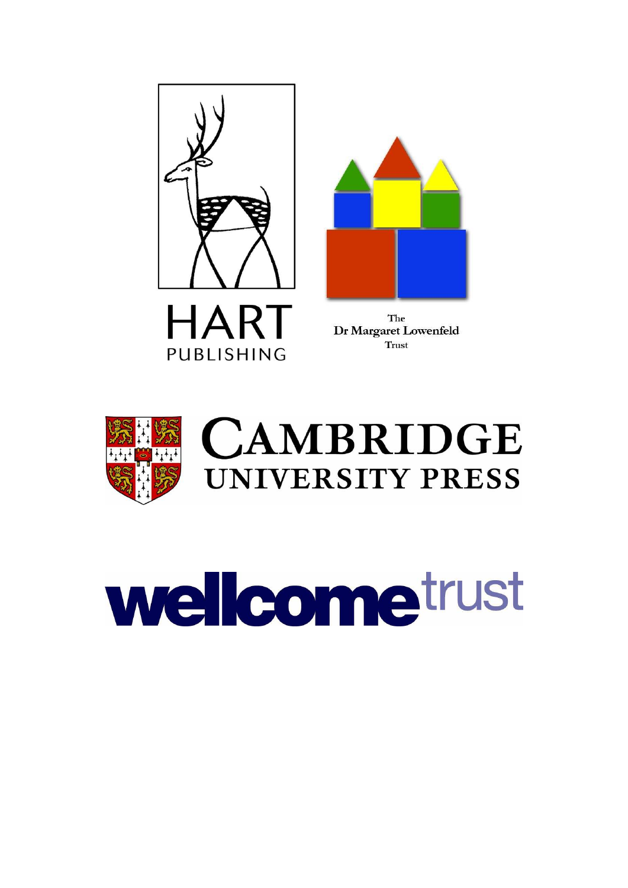HART
PUBLISHING

The
Dr Margaret Lowenfeld
Trust

CAMBRIDGE
UNIVERSITY PRESS

wellcome trust